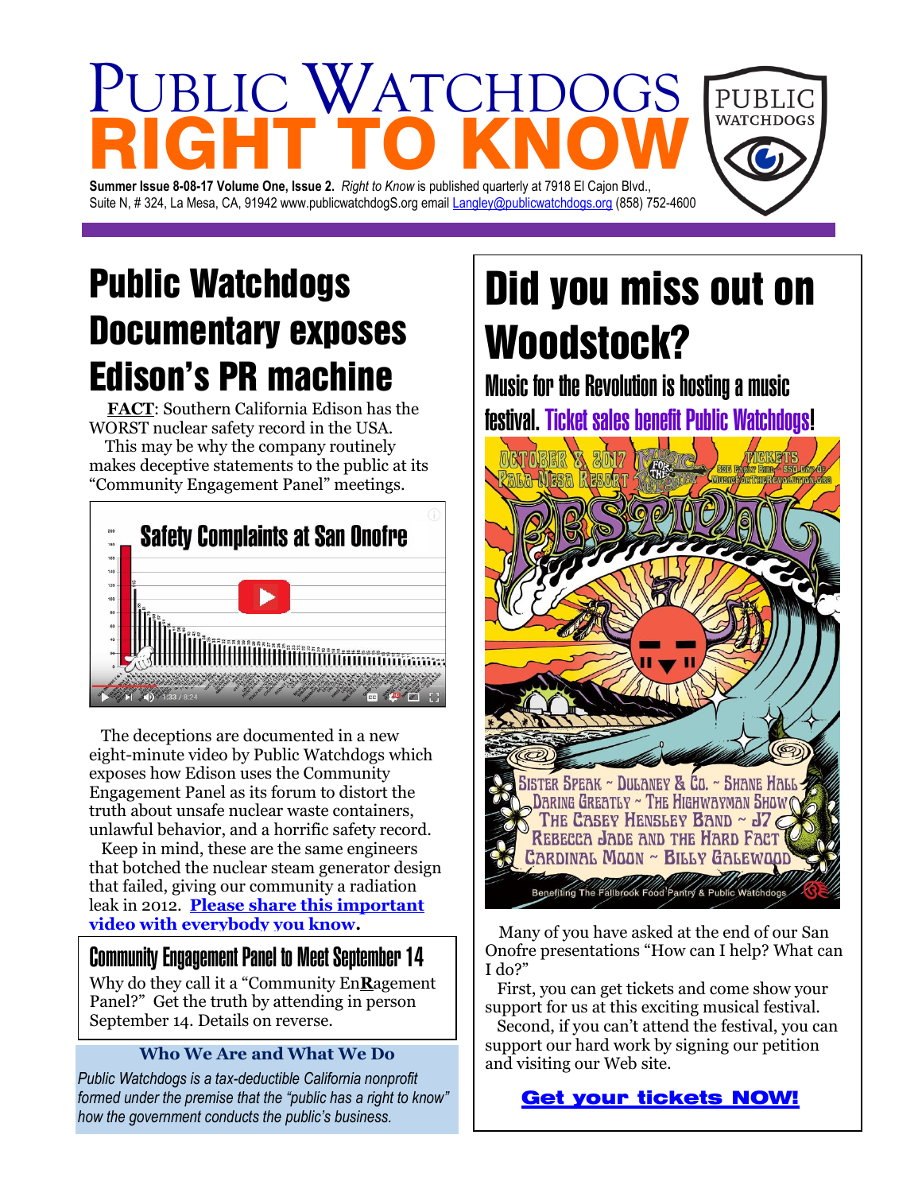# PUBLIC WATCHDOGS
# RIGHT TO KNOW

**Summer Issue 8-08-17 Volume One, Issue 2.** *Right to Know* is published quarterly at 7918 El Cajon Blvd., Suite N, # 324, La Mesa, CA, 91942 www.publicwatchdogS.org email Langley@publicwatchdogs.org (858) 752-4600

## Public Watchdogs Documentary exposes Edison's PR machine

**FACT**: Southern California Edison has the WORST nuclear safety record in the USA.

This may be why the company routinely makes deceptive statements to the public at its "Community Engagement Panel" meetings.

The deceptions are documented in a new eight-minute video by Public Watchdogs which exposes how Edison uses the Community Engagement Panel as its forum to distort the truth about unsafe nuclear waste containers, unlawful behavior, and a horrific safety record.

Keep in mind, these are the same engineers that botched the nuclear steam generator design that failed, giving our community a radiation leak in 2012. **Please share this important video with everybody you know.**

### Community Engagement Panel to Meet September 14

Why do they call it a "Community En**R**agement Panel?" Get the truth by attending in person September 14. Details on reverse.

### Who We Are and What We Do

*Public Watchdogs is a tax-deductible California nonprofit formed under the premise that the "public has a right to know" how the government conducts the public's business.*

## Did you miss out on Woodstock?

### Music for the Revolution is hosting a music festival. Ticket sales benefit Public Watchdogs!

Many of you have asked at the end of our San Onofre presentations "How can I help? What can I do?"

First, you can get tickets and come show your support for us at this exciting musical festival.

Second, if you can't attend the festival, you can support our hard work by signing our petition and visiting our Web site.

**Get your tickets NOW!**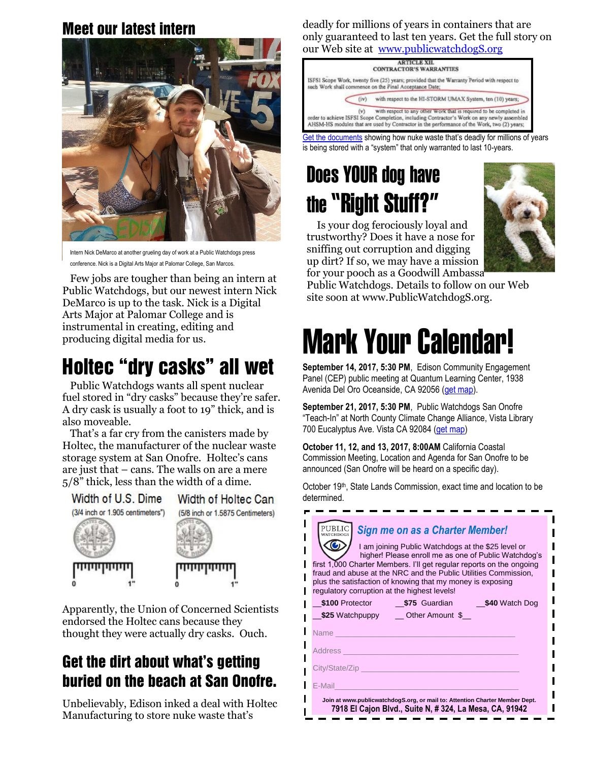## Meet our latest intern

Intern Nick DeMarco at another grueling day of work at a Public Watchdogs press conference. Nick is a Digital Arts Major at Palomar College, San Marcos.

Few jobs are tougher than being an intern at Public Watchdogs, but our newest intern Nick DeMarco is up to the task. Nick is a Digital Arts Major at Palomar College and is instrumental in creating, editing and producing digital media for us.

# Holtec "dry casks" all wet

Public Watchdogs wants all spent nuclear fuel stored in "dry casks" because they're safer. A dry cask is usually a foot to 19" thick, and is also moveable.

That's a far cry from the canisters made by Holtec, the manufacturer of the nuclear waste storage system at San Onofre. Holtec's cans are just that – cans. The walls on are a mere 5/8" thick, less than the width of a dime.

Width of U.S. Dime (3/4 inch or 1.905 centimeters")

Width of Holtec Can (5/8 inch or 1.5875 Centimeters)

Apparently, the Union of Concerned Scientists endorsed the Holtec cans because they thought they were actually dry casks. Ouch.

## Get the dirt about what's getting buried on the beach at San Onofre.

Unbelievably, Edison inked a deal with Holtec Manufacturing to store nuke waste that's deadly for millions of years in containers that are only guaranteed to last ten years. Get the full story on our Web site at www.publicwatchdogS.org

ARTICLE XII.
CONTRACTOR'S WARRANTIES

ISFSI Scope Work, twenty five (25) years; provided that the Warranty Period with respect to such Work shall commence on the Final Acceptance Date;

(iv) with respect to the HI-STORM UMAX System, ten (10) years;

(v) with respect to any other Work that is required to be completed in order to achieve ISFSI Scope Completion, including Contractor's Work on any newly assembled AHSM-HS modules that are used by Contractor in the performance of the Work, two (2) years;

Get the documents showing how nuke waste that's deadly for millions of years is being stored with a "system" that only warranted to last 10-years.

## Does YOUR dog have the "Right Stuff?"

Is your dog ferociously loyal and trustworthy? Does it have a nose for sniffing out corruption and digging up dirt? If so, we may have a mission for your pooch as a Goodwill Ambassa Public Watchdogs. Details to follow on our Web site soon at www.PublicWatchdogS.org.

# Mark Your Calendar!

**September 14, 2017, 5:30 PM**, Edison Community Engagement Panel (CEP) public meeting at Quantum Learning Center, 1938 Avenida Del Oro Oceanside, CA 92056 (get map).

**September 21, 2017, 5:30 PM**, Public Watchdogs San Onofre "Teach-In" at North County Climate Change Alliance, Vista Library 700 Eucalyptus Ave. Vista CA 92084 (get map)

**October 11, 12, and 13, 2017, 8:00AM** California Coastal Commission Meeting, Location and Agenda for San Onofre to be announced (San Onofre will be heard on a specific day).

October 19th, State Lands Commission, exact time and location to be determined.

PUBLIC WATCHDOGS

### *Sign me on as a Charter Member!*

I am joining Public Watchdogs at the $25 level or higher! Please enroll me as one of Public Watchdog's first 1,000 Charter Members. I'll get regular reports on the ongoing fraud and abuse at the NRC and the Public Utilities Commission, plus the satisfaction of knowing that my money is exposing regulatory corruption at the highest levels!

__**$100** Protector __**$75** Guardian __**$40** Watch Dog

__**$25** Watchpuppy __ Other Amount $__

Name ______________________________

Address ______________________________

City/State/Zip ______________________________

E-Mail______________________________

**Join at www.publicwatchdogS.org, or mail to: Attention Charter Member Dept.**
**7918 El Cajon Blvd., Suite N, # 324, La Mesa, CA, 91942**